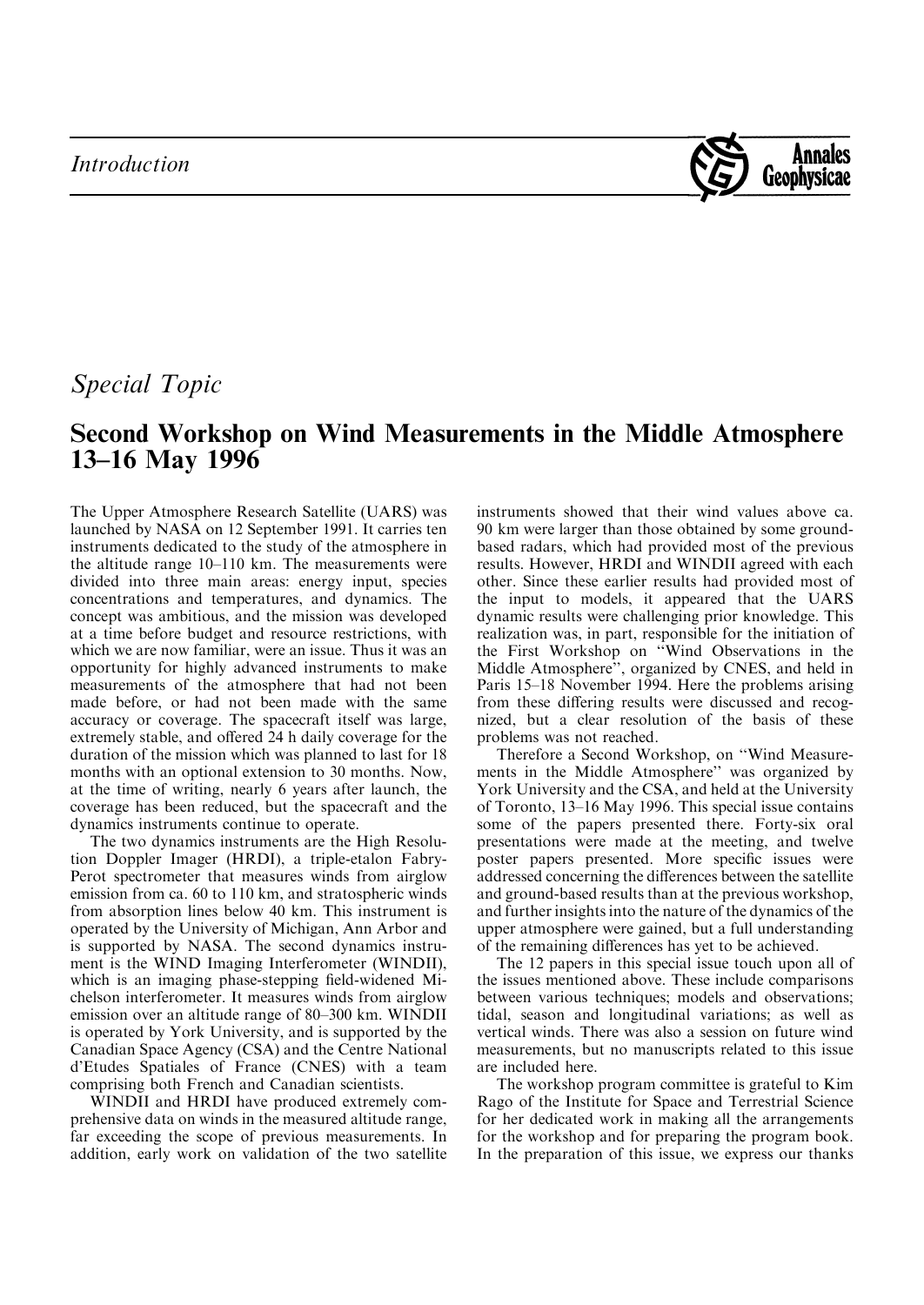*Introduction*

*Special Topic*

# Second Workshop on Wind Measurements in the Middle Atmosphere 13–16 May 1996

The Upper Atmosphere Research Satellite (UARS) was launched by NASA on 12 September 1991. It carries ten instruments dedicated to the study of the atmosphere in the altitude range 10–110 km. The measurements were divided into three main areas: energy input, species concentrations and temperatures, and dynamics. The concept was ambitious, and the mission was developed at a time before budget and resource restrictions, with which we are now familiar, were an issue. Thus it was an opportunity for highly advanced instruments to make measurements of the atmosphere that had not been made before, or had not been made with the same accuracy or coverage. The spacecraft itself was large, extremely stable, and offered 24 h daily coverage for the duration of the mission which was planned to last for 18 months with an optional extension to 30 months. Now, at the time of writing, nearly 6 years after launch, the coverage has been reduced, but the spacecraft and the dynamics instruments continue to operate.

The two dynamics instruments are the High Resolution Doppler Imager (HRDI), a triple-etalon Fabry-Perot spectrometer that measures winds from airglow emission from ca. 60 to 110 km, and stratospheric winds from absorption lines below 40 km. This instrument is operated by the University of Michigan, Ann Arbor and is supported by NASA. The second dynamics instrument is the WIND Imaging Interferometer (WINDII), which is an imaging phase-stepping field-widened Michelson interferometer. It measures winds from airglow emission over an altitude range of 80–300 km. WINDII is operated by York University, and is supported by the Canadian Space Agency (CSA) and the Centre National d'Etudes Spatiales of France (CNES) with a team comprising both French and Canadian scientists.

WINDII and HRDI have produced extremely comprehensive data on winds in the measured altitude range, far exceeding the scope of previous measurements. In addition, early work on validation of the two satellite instruments showed that their wind values above ca. 90 km were larger than those obtained by some ground-based radars, which had provided most of the previous results. However, HRDI and WINDII agreed with each other. Since these earlier results had provided most of the input to models, it appeared that the UARS dynamic results were challenging prior knowledge. This realization was, in part, responsible for the initiation of the First Workshop on "Wind Observations in the Middle Atmosphere", organized by CNES, and held in Paris 15–18 November 1994. Here the problems arising from these differing results were discussed and recognized, but a clear resolution of the basis of these problems was not reached.

Therefore a Second Workshop, on "Wind Measurements in the Middle Atmosphere" was organized by York University and the CSA, and held at the University of Toronto, 13–16 May 1996. This special issue contains some of the papers presented there. Forty-six oral presentations were made at the meeting, and twelve poster papers presented. More specific issues were addressed concerning the differences between the satellite and ground-based results than at the previous workshop, and further insights into the nature of the dynamics of the upper atmosphere were gained, but a full understanding of the remaining differences has yet to be achieved.

The 12 papers in this special issue touch upon all of the issues mentioned above. These include comparisons between various techniques; models and observations; tidal, season and longitudinal variations; as well as vertical winds. There was also a session on future wind measurements, but no manuscripts related to this issue are included here.

The workshop program committee is grateful to Kim Rago of the Institute for Space and Terrestrial Science for her dedicated work in making all the arrangements for the workshop and for preparing the program book. In the preparation of this issue, we express our thanks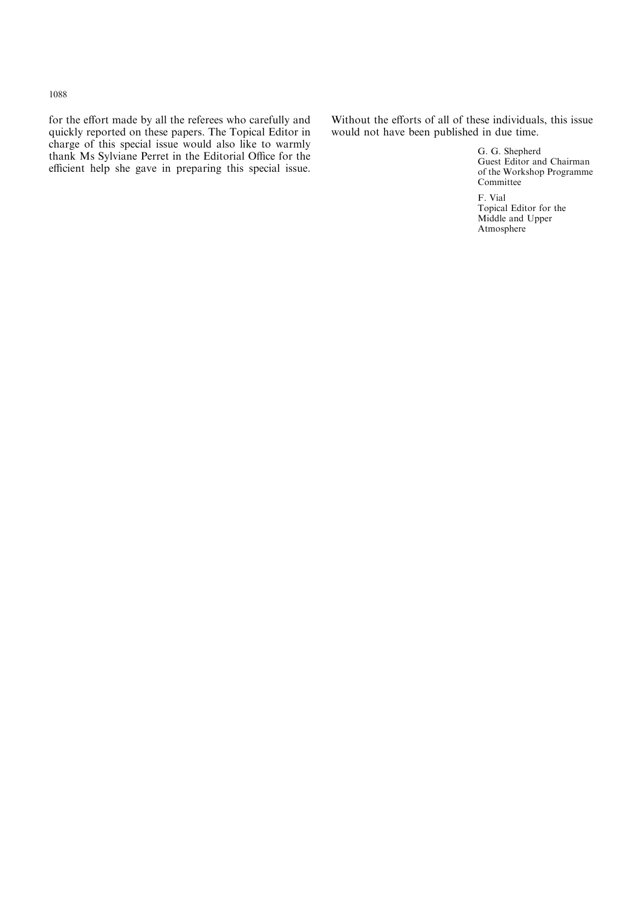for the effort made by all the referees who carefully and quickly reported on these papers. The Topical Editor in charge of this special issue would also like to warmly thank Ms Sylviane Perret in the Editorial Office for the efficient help she gave in preparing this special issue. Without the efforts of all of these individuals, this issue would not have been published in due time.

G. G. Shepherd
Guest Editor and Chairman of the Workshop Programme Committee

F. Vial
Topical Editor for the Middle and Upper Atmosphere